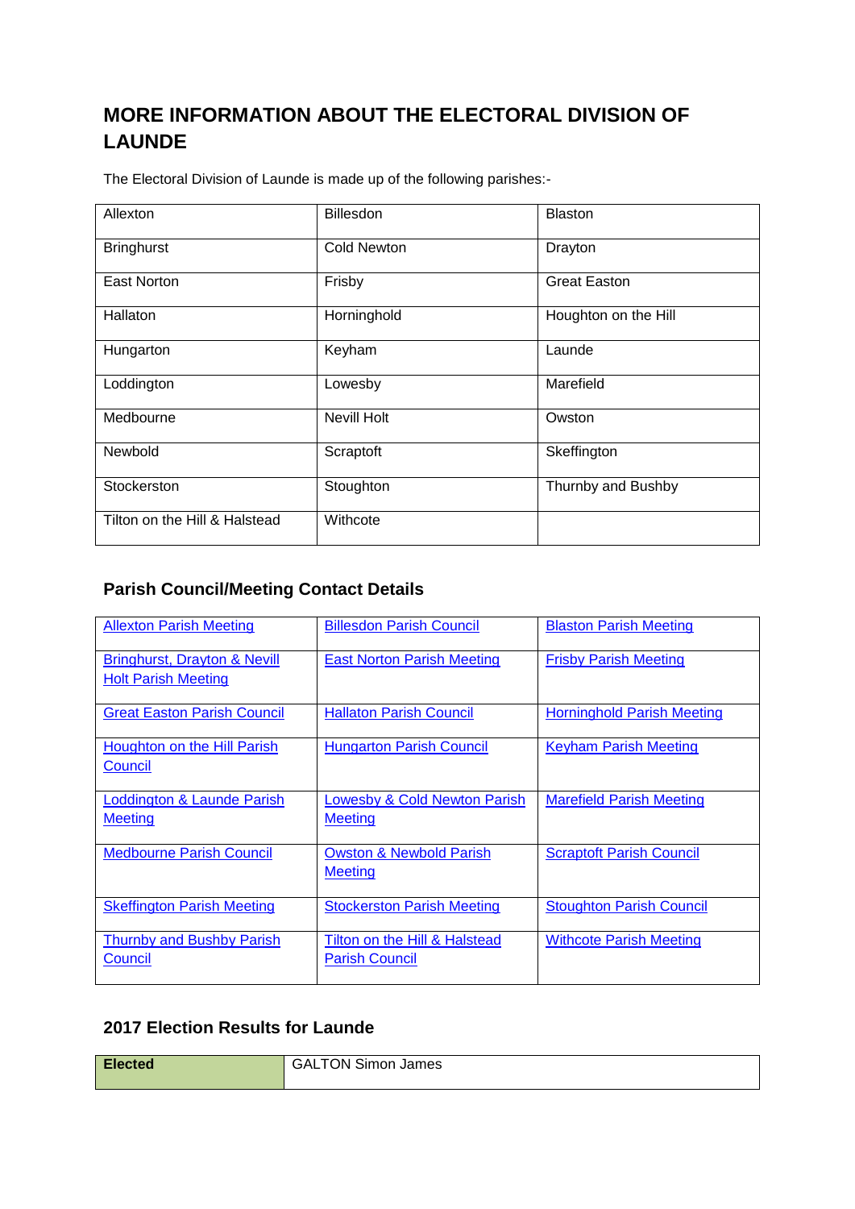## MORE INFORMATION ABOUT THE ELECTORAL DIVISION OF LAUNDE

The Electoral Division of Launde is made up of the following parishes:-

| | | |
|---|---|---|
| Allexton | Billesdon | Blaston |
| Bringhurst | Cold Newton | Drayton |
| East Norton | Frisby | Great Easton |
| Hallaton | Horninghold | Houghton on the Hill |
| Hungarton | Keyham | Launde |
| Loddington | Lowesby | Marefield |
| Medbourne | Nevill Holt | Owston |
| Newbold | Scraptoft | Skeffington |
| Stockerston | Stoughton | Thurnby and Bushby |
| Tilton on the Hill & Halstead | Withcote | |

### Parish Council/Meeting Contact Details

| | | |
|---|---|---|
| Allexton Parish Meeting | Billesdon Parish Council | Blaston Parish Meeting |
| Bringhurst, Drayton & Nevill Holt Parish Meeting | East Norton Parish Meeting | Frisby Parish Meeting |
| Great Easton Parish Council | Hallaton Parish Council | Horninghold Parish Meeting |
| Houghton on the Hill Parish Council | Hungarton Parish Council | Keyham Parish Meeting |
| Loddington & Launde Parish Meeting | Lowesby & Cold Newton Parish Meeting | Marefield Parish Meeting |
| Medbourne Parish Council | Owston & Newbold Parish Meeting | Scraptoft Parish Council |
| Skeffington Parish Meeting | Stockerston Parish Meeting | Stoughton Parish Council |
| Thurnby and Bushby Parish Council | Tilton on the Hill & Halstead Parish Council | Withcote Parish Meeting |

### 2017 Election Results for Launde

| | |
|---|---|
| **Elected** | GALTON Simon James |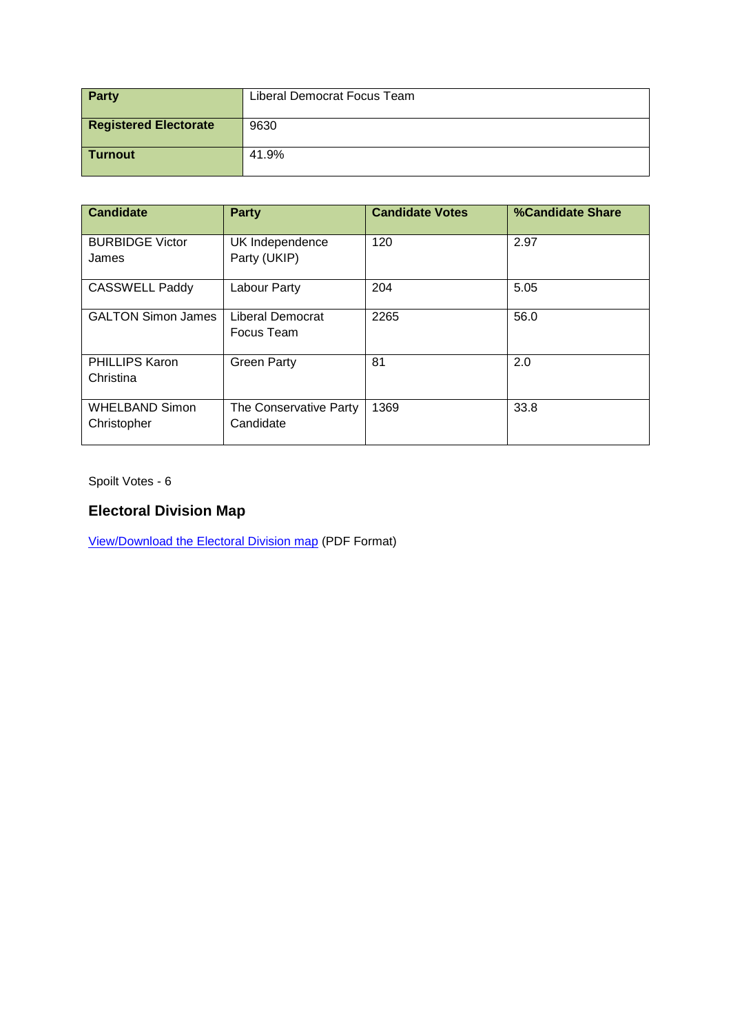| | |
|---|---|
| **Party** | Liberal Democrat Focus Team |
| **Registered Electorate** | 9630 |
| **Turnout** | 41.9% |

| Candidate | Party | Candidate Votes | %Candidate Share |
|---|---|---|---|
| BURBIDGE Victor James | UK Independence Party (UKIP) | 120 | 2.97 |
| CASSWELL Paddy | Labour Party | 204 | 5.05 |
| GALTON Simon James | Liberal Democrat Focus Team | 2265 | 56.0 |
| PHILLIPS Karon Christina | Green Party | 81 | 2.0 |
| WHELBAND Simon Christopher | The Conservative Party Candidate | 1369 | 33.8 |

Spoilt Votes - 6

## Electoral Division Map

View/Download the Electoral Division map (PDF Format)